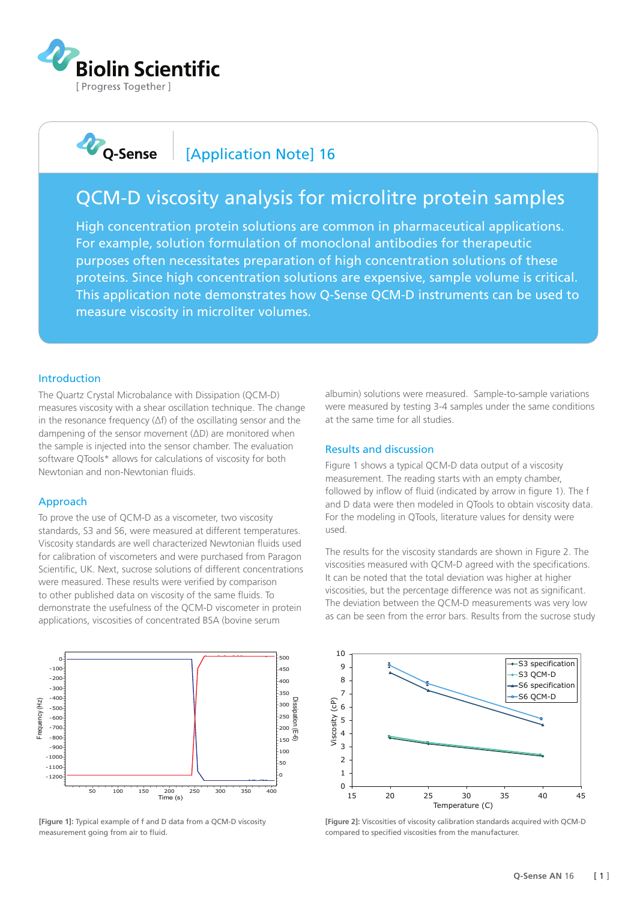# QCM-D viscosity analysis for microlitre protein samples

**Q-Sense [Application Note] 16**

High concentration protein solutions are common in pharmaceutical applications. For example, solution formulation of monoclonal antibodies for therapeutic purposes often necessitates preparation of high concentration solutions of these proteins. Since high concentration solutions are expensive, sample volume is critical. This application note demonstrates how Q-Sense QCM-D instruments can be used to measure viscosity in microliter volumes.

## Introduction

The Quartz Crystal Microbalance with Dissipation (QCM-D) measures viscosity with a shear oscillation technique. The change in the resonance frequency ($\Delta f$) of the oscillating sensor and the dampening of the sensor movement ($\Delta D$) are monitored when the sample is injected into the sensor chamber. The evaluation software QTools* allows for calculations of viscosity for both Newtonian and non-Newtonian fluids.

## Approach

To prove the use of QCM-D as a viscometer, two viscosity standards, S3 and S6, were measured at different temperatures. Viscosity standards are well characterized Newtonian fluids used for calibration of viscometers and were purchased from Paragon Scientific, UK. Next, sucrose solutions of different concentrations were measured. These results were verified by comparison to other published data on viscosity of the same fluids. To demonstrate the usefulness of the QCM-D viscometer in protein applications, viscosities of concentrated BSA (bovine serum albumin) solutions were measured. Sample-to-sample variations were measured by testing 3-4 samples under the same conditions at the same time for all studies.

## Results and discussion

Figure 1 shows a typical QCM-D data output of a viscosity measurement. The reading starts with an empty chamber, followed by inflow of fluid (indicated by arrow in figure 1). The f and D data were then modeled in QTools to obtain viscosity data. For the modeling in QTools, literature values for density were used.

The results for the viscosity standards are shown in Figure 2. The viscosities measured with QCM-D agreed with the specifications. It can be noted that the total deviation was higher at higher viscosities, but the percentage difference was not as significant. The deviation between the QCM-D measurements was very low as can be seen from the error bars. Results from the sucrose study

**[Figure 1]:** Typical example of f and D data from a QCM-D viscosity measurement going from air to fluid.

**[Figure 2]:** Viscosities of viscosity calibration standards acquired with QCM-D compared to specified viscosities from the manufacturer.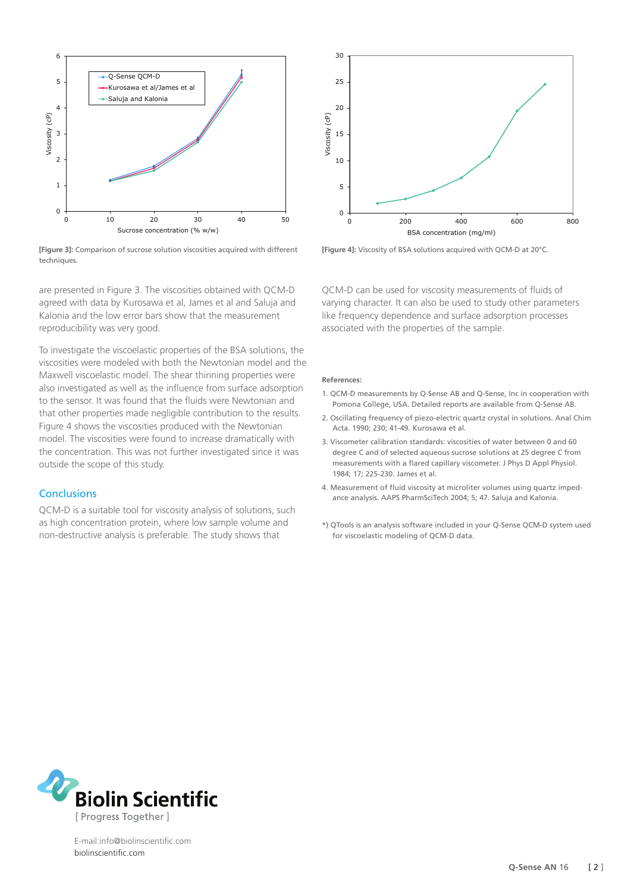Viscosity (cP)

6
5
4
3
2
1
0

0 10 20 30 40 50

Sucrose concentration (% w/w)

Q-Sense QCM-D
Kurosawa et al/James et al
Saluja and Kalonia

**[Figure 3]:** Comparison of sucrose solution viscosities acquired with different techniques.

Viscosity (cP)

30
25
20
15
10
5
0

0 200 400 600 800

BSA concentration (mg/ml)

**[Figure 4]:** Viscosity of BSA solutions acquired with QCM-D at 20°C.

are presented in Figure 3. The viscosities obtained with QCM-D agreed with data by Kurosawa et al, James et al and Saluja and Kalonia and the low error bars show that the measurement reproducibility was very good.

To investigate the viscoelastic properties of the BSA solutions, the viscosities were modeled with both the Newtonian model and the Maxwell viscoelastic model. The shear thinning properties were also investigated as well as the influence from surface adsorption to the sensor. It was found that the fluids were Newtonian and that other properties made negligible contribution to the results. Figure 4 shows the viscosities produced with the Newtonian model. The viscosities were found to increase dramatically with the concentration. This was not further investigated since it was outside the scope of this study.

## Conclusions

QCM-D is a suitable tool for viscosity analysis of solutions, such as high concentration protein, where low sample volume and non-destructive analysis is preferable. The study shows that QCM-D can be used for viscosity measurements of fluids of varying character. It can also be used to study other parameters like frequency dependence and surface adsorption processes associated with the properties of the sample.

**References:**

1. QCM-D measurements by Q-Sense AB and Q-Sense, Inc in cooperation with Pomona College, USA. Detailed reports are available from Q-Sense AB.
2. Oscillating frequency of piezo-electric quartz crystal in solutions. Anal Chim Acta. 1990; 230; 41-49. Kurosawa et al.
3. Viscometer calibration standards: viscosities of water between 0 and 60 degree C and of selected aqueous sucrose solutions at 25 degree C from measurements with a flared capillary viscometer. J Phys D Appl Physiol. 1984; 17; 225-230. James et al.
4. Measurement of fluid viscosity at microliter volumes using quartz impedance analysis. AAPS PharmSciTech 2004; 5; 47. Saluja and Kalonia.

*) QTools is an analysis software included in your Q-Sense QCM-D system used for viscoelastic modeling of QCM-D data.

Biolin Scientific
[ Progress Together ]

E-mail:info@biolinscientific.com
biolinscientific.com

Q-Sense AN 16